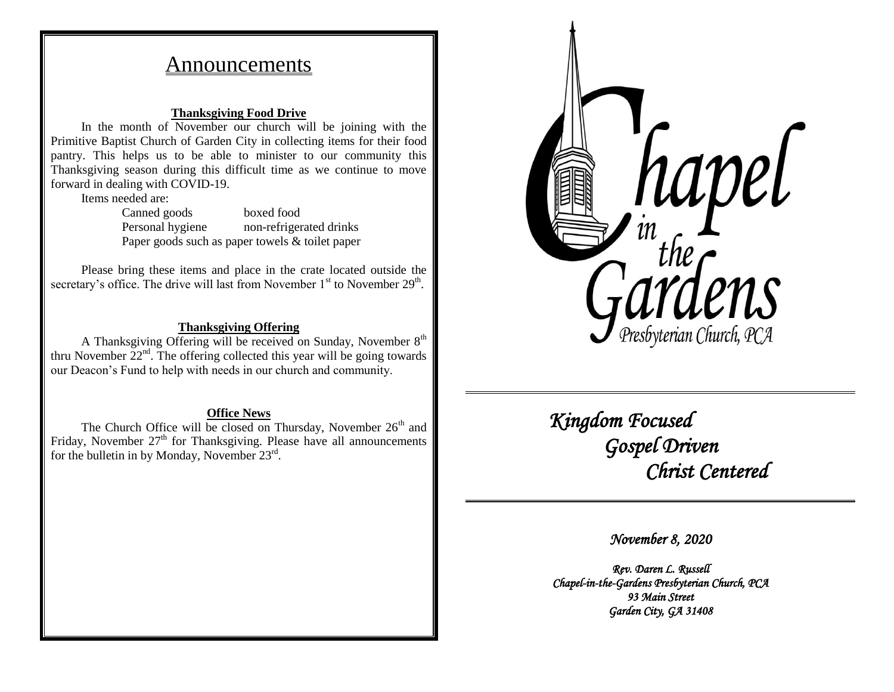# Announcements

**Thanksgiving Food Drive**

In the month of November our church will be joining with the Primitive Baptist Church of Garden City in collecting items for their food pantry. This helps us to be able to minister to our community this Thanksgiving season during this difficult time as we continue to move forward in dealing with COVID-19.

Items needed are:

| | |
|---|---|
| Canned goods | boxed food |
| Personal hygiene | non-refrigerated drinks |

Paper goods such as paper towels & toilet paper

Please bring these items and place in the crate located outside the secretary's office. The drive will last from November 1st to November 29th.

**Thanksgiving Offering**

A Thanksgiving Offering will be received on Sunday, November 8th thru November 22nd. The offering collected this year will be going towards our Deacon's Fund to help with needs in our church and community.

**Office News**

The Church Office will be closed on Thursday, November 26th and Friday, November 27th for Thanksgiving. Please have all announcements for the bulletin in by Monday, November 23rd.

# Chapel in the Gardens

Presbyterian Church, PCA

*Kingdom Focused*

*Gospel Driven*

*Christ Centered*

*November 8, 2020*

*Rev. Daren L. Russell*
*Chapel-in-the-Gardens Presbyterian Church, PCA*
*93 Main Street*
*Garden City, GA 31408*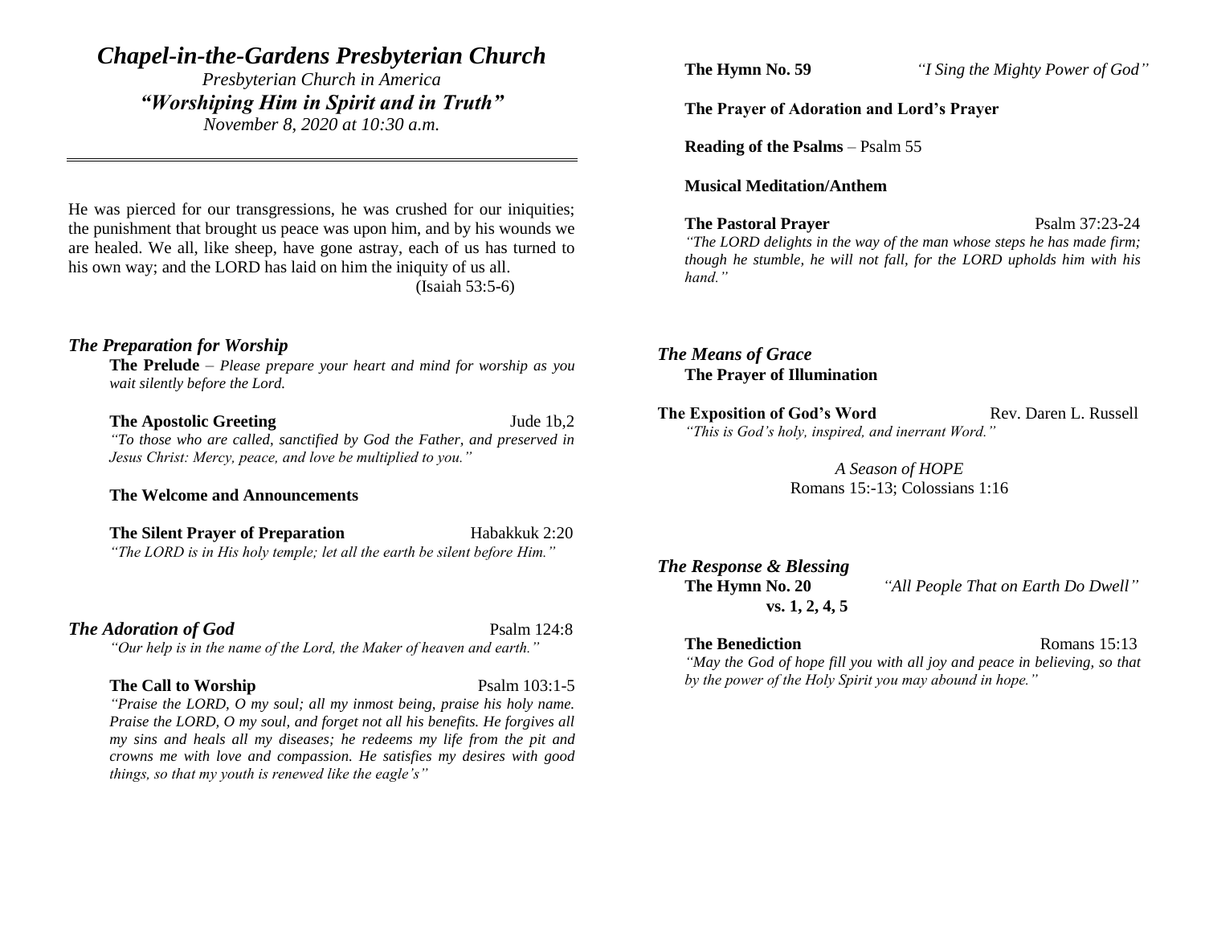# *Chapel-in-the-Gardens Presbyterian Church*

*Presbyterian Church in America*

***"Worshiping Him in Spirit and in Truth"***

*November 8, 2020 at 10:30 a.m.*

---

He was pierced for our transgressions, he was crushed for our iniquities; the punishment that brought us peace was upon him, and by his wounds we are healed. We all, like sheep, have gone astray, each of us has turned to his own way; and the LORD has laid on him the iniquity of us all.

(Isaiah 53:5-6)

## *The Preparation for Worship*

**The Prelude** – *Please prepare your heart and mind for worship as you wait silently before the Lord.*

**The Apostolic Greeting** Jude 1b,2

*"To those who are called, sanctified by God the Father, and preserved in Jesus Christ: Mercy, peace, and love be multiplied to you."*

**The Welcome and Announcements**

**The Silent Prayer of Preparation** Habakkuk 2:20

*"The LORD is in His holy temple; let all the earth be silent before Him."*

## *The Adoration of God* Psalm 124:8

*"Our help is in the name of the Lord, the Maker of heaven and earth."*

**The Call to Worship** Psalm 103:1-5

*"Praise the LORD, O my soul; all my inmost being, praise his holy name. Praise the LORD, O my soul, and forget not all his benefits. He forgives all my sins and heals all my diseases; he redeems my life from the pit and crowns me with love and compassion. He satisfies my desires with good things, so that my youth is renewed like the eagle's"*

**The Hymn No. 59** *"I Sing the Mighty Power of God"*

**The Prayer of Adoration and Lord's Prayer**

**Reading of the Psalms** – Psalm 55

**Musical Meditation/Anthem**

**The Pastoral Prayer** Psalm 37:23-24

*"The LORD delights in the way of the man whose steps he has made firm; though he stumble, he will not fall, for the LORD upholds him with his hand."*

## *The Means of Grace*

**The Prayer of Illumination**

**The Exposition of God's Word** Rev. Daren L. Russell

*"This is God's holy, inspired, and inerrant Word."*

*A Season of HOPE*

Romans 15:-13; Colossians 1:16

## *The Response & Blessing*

**The Hymn No. 20** *"All People That on Earth Do Dwell"*

**vs. 1, 2, 4, 5**

**The Benediction** Romans 15:13

*"May the God of hope fill you with all joy and peace in believing, so that by the power of the Holy Spirit you may abound in hope."*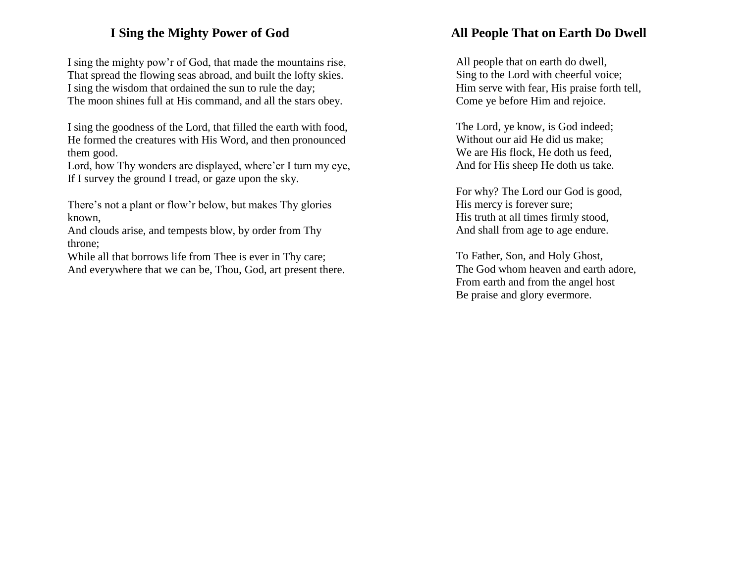## I Sing the Mighty Power of God

I sing the mighty pow'r of God, that made the mountains rise,
That spread the flowing seas abroad, and built the lofty skies.
I sing the wisdom that ordained the sun to rule the day;
The moon shines full at His command, and all the stars obey.

I sing the goodness of the Lord, that filled the earth with food,
He formed the creatures with His Word, and then pronounced them good.
Lord, how Thy wonders are displayed, where'er I turn my eye,
If I survey the ground I tread, or gaze upon the sky.

There's not a plant or flow'r below, but makes Thy glories known,
And clouds arise, and tempests blow, by order from Thy throne;
While all that borrows life from Thee is ever in Thy care;
And everywhere that we can be, Thou, God, art present there.

## All People That on Earth Do Dwell

All people that on earth do dwell,
Sing to the Lord with cheerful voice;
Him serve with fear, His praise forth tell,
Come ye before Him and rejoice.

The Lord, ye know, is God indeed;
Without our aid He did us make;
We are His flock, He doth us feed,
And for His sheep He doth us take.

For why? The Lord our God is good,
His mercy is forever sure;
His truth at all times firmly stood,
And shall from age to age endure.

To Father, Son, and Holy Ghost,
The God whom heaven and earth adore,
From earth and from the angel host
Be praise and glory evermore.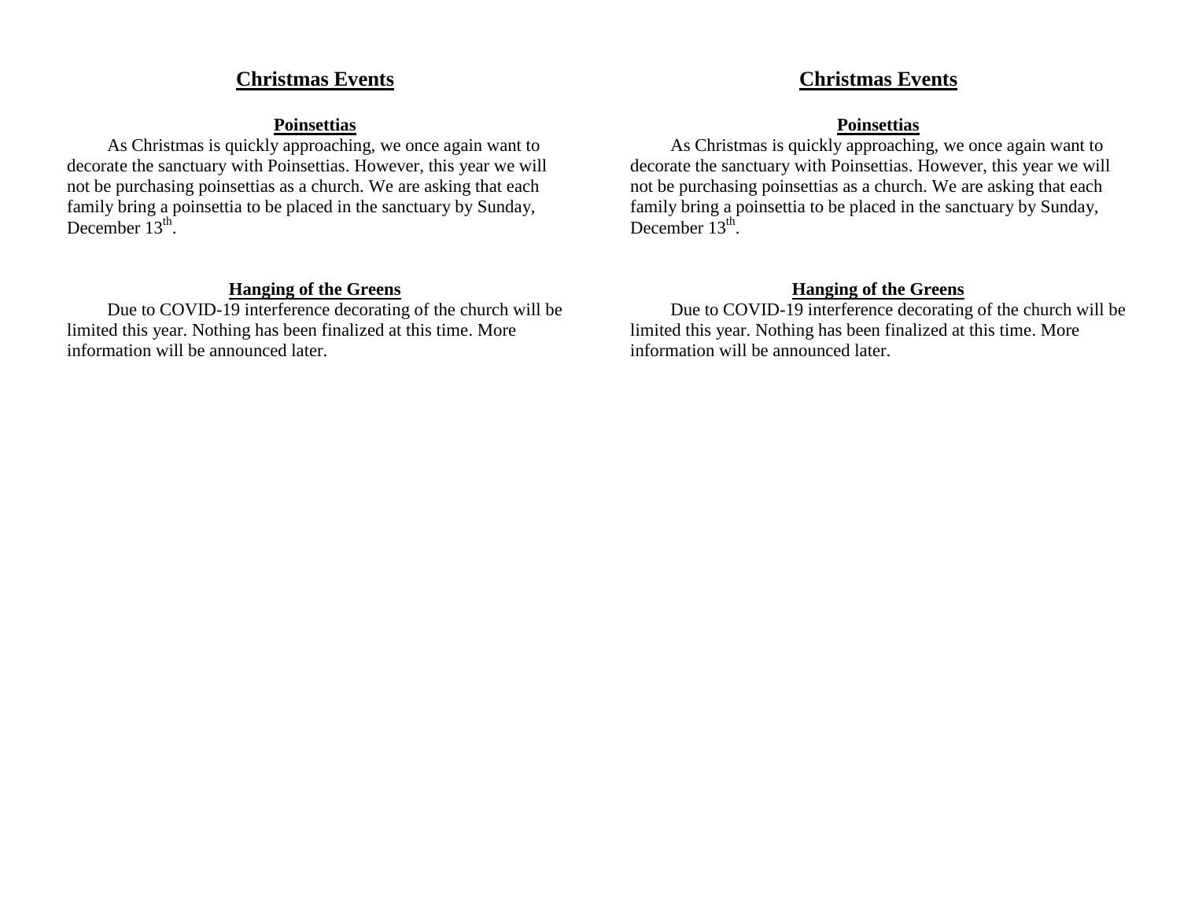## Christmas Events

### Poinsettias

As Christmas is quickly approaching, we once again want to decorate the sanctuary with Poinsettias. However, this year we will not be purchasing poinsettias as a church. We are asking that each family bring a poinsettia to be placed in the sanctuary by Sunday, December 13th.

### Hanging of the Greens

Due to COVID-19 interference decorating of the church will be limited this year. Nothing has been finalized at this time. More information will be announced later.

## Christmas Events

### Poinsettias

As Christmas is quickly approaching, we once again want to decorate the sanctuary with Poinsettias. However, this year we will not be purchasing poinsettias as a church. We are asking that each family bring a poinsettia to be placed in the sanctuary by Sunday, December 13th.

### Hanging of the Greens

Due to COVID-19 interference decorating of the church will be limited this year. Nothing has been finalized at this time. More information will be announced later.